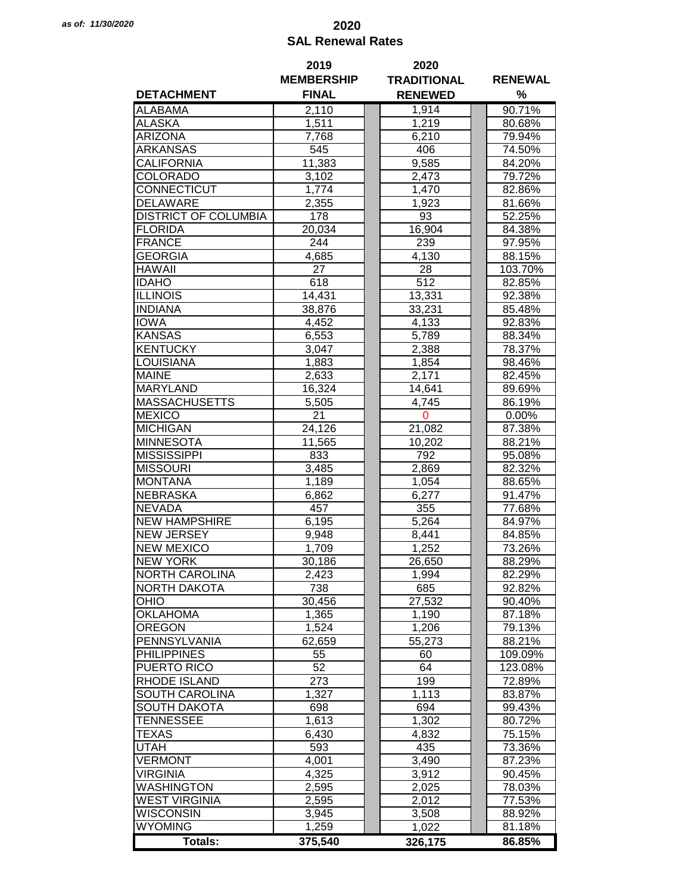*as of: 11/30/2020*

# 2020
## SAL Renewal Rates

| DETACHMENT | 2019 MEMBERSHIP FINAL | 2020 TRADITIONAL RENEWED | RENEWAL % |
|---|---|---|---|
| ALABAMA | 2,110 | 1,914 | 90.71% |
| ALASKA | 1,511 | 1,219 | 80.68% |
| ARIZONA | 7,768 | 6,210 | 79.94% |
| ARKANSAS | 545 | 406 | 74.50% |
| CALIFORNIA | 11,383 | 9,585 | 84.20% |
| COLORADO | 3,102 | 2,473 | 79.72% |
| CONNECTICUT | 1,774 | 1,470 | 82.86% |
| DELAWARE | 2,355 | 1,923 | 81.66% |
| DISTRICT OF COLUMBIA | 178 | 93 | 52.25% |
| FLORIDA | 20,034 | 16,904 | 84.38% |
| FRANCE | 244 | 239 | 97.95% |
| GEORGIA | 4,685 | 4,130 | 88.15% |
| HAWAII | 27 | 28 | 103.70% |
| IDAHO | 618 | 512 | 82.85% |
| ILLINOIS | 14,431 | 13,331 | 92.38% |
| INDIANA | 38,876 | 33,231 | 85.48% |
| IOWA | 4,452 | 4,133 | 92.83% |
| KANSAS | 6,553 | 5,789 | 88.34% |
| KENTUCKY | 3,047 | 2,388 | 78.37% |
| LOUISIANA | 1,883 | 1,854 | 98.46% |
| MAINE | 2,633 | 2,171 | 82.45% |
| MARYLAND | 16,324 | 14,641 | 89.69% |
| MASSACHUSETTS | 5,505 | 4,745 | 86.19% |
| MEXICO | 21 | 0 | 0.00% |
| MICHIGAN | 24,126 | 21,082 | 87.38% |
| MINNESOTA | 11,565 | 10,202 | 88.21% |
| MISSISSIPPI | 833 | 792 | 95.08% |
| MISSOURI | 3,485 | 2,869 | 82.32% |
| MONTANA | 1,189 | 1,054 | 88.65% |
| NEBRASKA | 6,862 | 6,277 | 91.47% |
| NEVADA | 457 | 355 | 77.68% |
| NEW HAMPSHIRE | 6,195 | 5,264 | 84.97% |
| NEW JERSEY | 9,948 | 8,441 | 84.85% |
| NEW MEXICO | 1,709 | 1,252 | 73.26% |
| NEW YORK | 30,186 | 26,650 | 88.29% |
| NORTH CAROLINA | 2,423 | 1,994 | 82.29% |
| NORTH DAKOTA | 738 | 685 | 92.82% |
| OHIO | 30,456 | 27,532 | 90.40% |
| OKLAHOMA | 1,365 | 1,190 | 87.18% |
| OREGON | 1,524 | 1,206 | 79.13% |
| PENNSYLVANIA | 62,659 | 55,273 | 88.21% |
| PHILIPPINES | 55 | 60 | 109.09% |
| PUERTO RICO | 52 | 64 | 123.08% |
| RHODE ISLAND | 273 | 199 | 72.89% |
| SOUTH CAROLINA | 1,327 | 1,113 | 83.87% |
| SOUTH DAKOTA | 698 | 694 | 99.43% |
| TENNESSEE | 1,613 | 1,302 | 80.72% |
| TEXAS | 6,430 | 4,832 | 75.15% |
| UTAH | 593 | 435 | 73.36% |
| VERMONT | 4,001 | 3,490 | 87.23% |
| VIRGINIA | 4,325 | 3,912 | 90.45% |
| WASHINGTON | 2,595 | 2,025 | 78.03% |
| WEST VIRGINIA | 2,595 | 2,012 | 77.53% |
| WISCONSIN | 3,945 | 3,508 | 88.92% |
| WYOMING | 1,259 | 1,022 | 81.18% |
| **Totals:** | **375,540** | **326,175** | **86.85%** |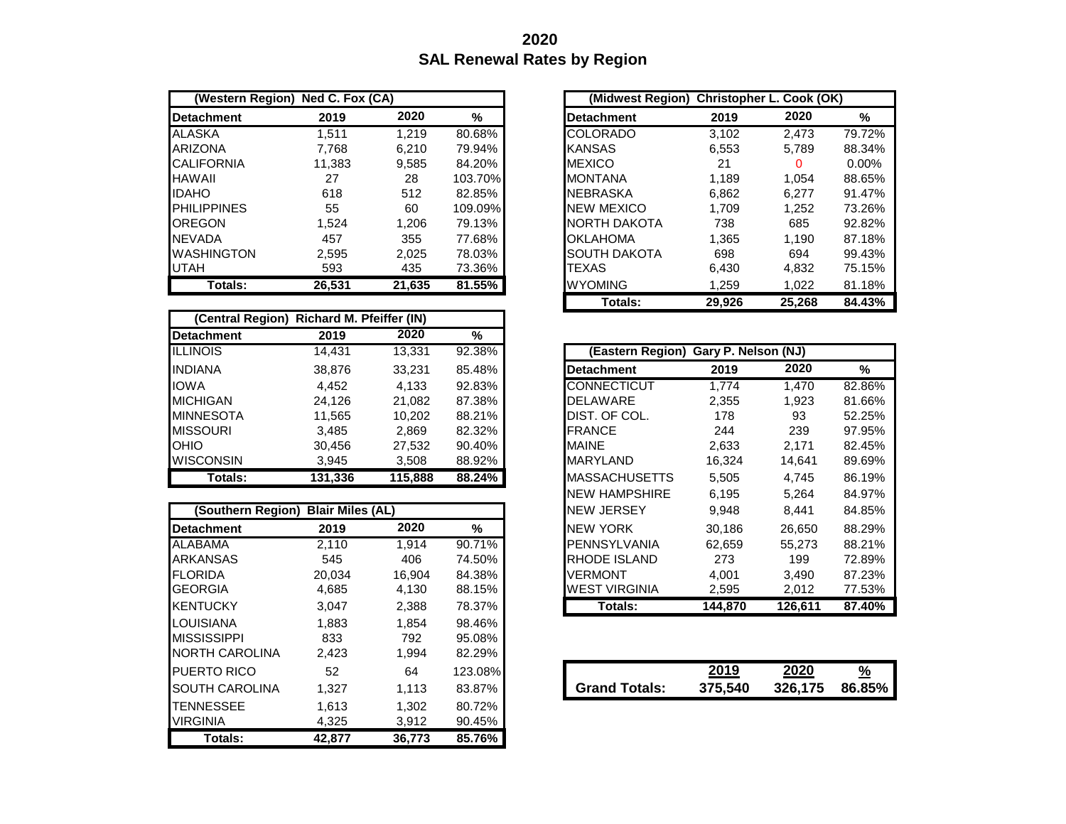# 2020
## SAL Renewal Rates by Region

| (Western Region) Ned C. Fox (CA) | | | |
|---|---|---|---|
| **Detachment** | **2019** | **2020** | **%** |
| ALASKA | 1,511 | 1,219 | 80.68% |
| ARIZONA | 7,768 | 6,210 | 79.94% |
| CALIFORNIA | 11,383 | 9,585 | 84.20% |
| HAWAII | 27 | 28 | 103.70% |
| IDAHO | 618 | 512 | 82.85% |
| PHILIPPINES | 55 | 60 | 109.09% |
| OREGON | 1,524 | 1,206 | 79.13% |
| NEVADA | 457 | 355 | 77.68% |
| WASHINGTON | 2,595 | 2,025 | 78.03% |
| UTAH | 593 | 435 | 73.36% |
| **Totals:** | **26,531** | **21,635** | **81.55%** |

| (Central Region) Richard M. Pfeiffer (IN) | | | |
|---|---|---|---|
| **Detachment** | **2019** | **2020** | **%** |
| ILLINOIS | 14,431 | 13,331 | 92.38% |
| INDIANA | 38,876 | 33,231 | 85.48% |
| IOWA | 4,452 | 4,133 | 92.83% |
| MICHIGAN | 24,126 | 21,082 | 87.38% |
| MINNESOTA | 11,565 | 10,202 | 88.21% |
| MISSOURI | 3,485 | 2,869 | 82.32% |
| OHIO | 30,456 | 27,532 | 90.40% |
| WISCONSIN | 3,945 | 3,508 | 88.92% |
| **Totals:** | **131,336** | **115,888** | **88.24%** |

| (Southern Region) Blair Miles (AL) | | | |
|---|---|---|---|
| **Detachment** | **2019** | **2020** | **%** |
| ALABAMA | 2,110 | 1,914 | 90.71% |
| ARKANSAS | 545 | 406 | 74.50% |
| FLORIDA | 20,034 | 16,904 | 84.38% |
| GEORGIA | 4,685 | 4,130 | 88.15% |
| KENTUCKY | 3,047 | 2,388 | 78.37% |
| LOUISIANA | 1,883 | 1,854 | 98.46% |
| MISSISSIPPI | 833 | 792 | 95.08% |
| NORTH CAROLINA | 2,423 | 1,994 | 82.29% |
| PUERTO RICO | 52 | 64 | 123.08% |
| SOUTH CAROLINA | 1,327 | 1,113 | 83.87% |
| TENNESSEE | 1,613 | 1,302 | 80.72% |
| VIRGINIA | 4,325 | 3,912 | 90.45% |
| **Totals:** | **42,877** | **36,773** | **85.76%** |

| (Midwest Region) Christopher L. Cook (OK) | | | |
|---|---|---|---|
| **Detachment** | **2019** | **2020** | **%** |
| COLORADO | 3,102 | 2,473 | 79.72% |
| KANSAS | 6,553 | 5,789 | 88.34% |
| MEXICO | 21 | 0 | 0.00% |
| MONTANA | 1,189 | 1,054 | 88.65% |
| NEBRASKA | 6,862 | 6,277 | 91.47% |
| NEW MEXICO | 1,709 | 1,252 | 73.26% |
| NORTH DAKOTA | 738 | 685 | 92.82% |
| OKLAHOMA | 1,365 | 1,190 | 87.18% |
| SOUTH DAKOTA | 698 | 694 | 99.43% |
| TEXAS | 6,430 | 4,832 | 75.15% |
| WYOMING | 1,259 | 1,022 | 81.18% |
| **Totals:** | **29,926** | **25,268** | **84.43%** |

| (Eastern Region) Gary P. Nelson (NJ) | | | |
|---|---|---|---|
| **Detachment** | **2019** | **2020** | **%** |
| CONNECTICUT | 1,774 | 1,470 | 82.86% |
| DELAWARE | 2,355 | 1,923 | 81.66% |
| DIST. OF COL. | 178 | 93 | 52.25% |
| FRANCE | 244 | 239 | 97.95% |
| MAINE | 2,633 | 2,171 | 82.45% |
| MARYLAND | 16,324 | 14,641 | 89.69% |
| MASSACHUSETTS | 5,505 | 4,745 | 86.19% |
| NEW HAMPSHIRE | 6,195 | 5,264 | 84.97% |
| NEW JERSEY | 9,948 | 8,441 | 84.85% |
| NEW YORK | 30,186 | 26,650 | 88.29% |
| PENNSYLVANIA | 62,659 | 55,273 | 88.21% |
| RHODE ISLAND | 273 | 199 | 72.89% |
| VERMONT | 4,001 | 3,490 | 87.23% |
| WEST VIRGINIA | 2,595 | 2,012 | 77.53% |
| **Totals:** | **144,870** | **126,611** | **87.40%** |

| | **2019** | **2020** | **%** |
|---|---|---|---|
| **Grand Totals:** | **375,540** | **326,175** | **86.85%** |